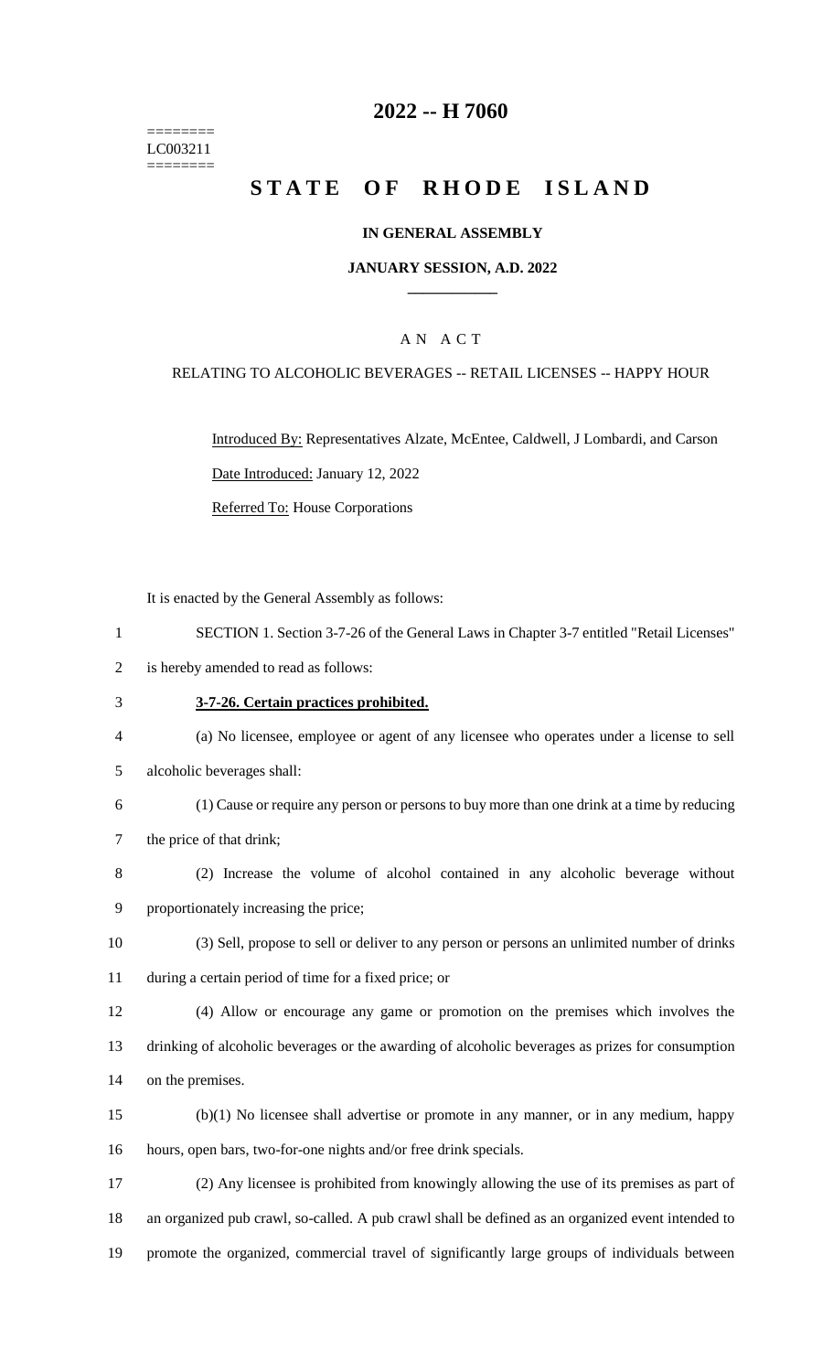========
LC003211
========

# 2022 -- H 7060

# STATE OF RHODE ISLAND

**IN GENERAL ASSEMBLY**

**JANUARY SESSION, A.D. 2022**

A N A C T

RELATING TO ALCOHOLIC BEVERAGES -- RETAIL LICENSES -- HAPPY HOUR

Introduced By: Representatives Alzate, McEntee, Caldwell, J Lombardi, and Carson

Date Introduced: January 12, 2022

Referred To: House Corporations

It is enacted by the General Assembly as follows:

SECTION 1. Section 3-7-26 of the General Laws in Chapter 3-7 entitled "Retail Licenses" is hereby amended to read as follows:

**3-7-26. Certain practices prohibited.**

(a) No licensee, employee or agent of any licensee who operates under a license to sell alcoholic beverages shall:

(1) Cause or require any person or persons to buy more than one drink at a time by reducing the price of that drink;

(2) Increase the volume of alcohol contained in any alcoholic beverage without proportionately increasing the price;

(3) Sell, propose to sell or deliver to any person or persons an unlimited number of drinks during a certain period of time for a fixed price; or

(4) Allow or encourage any game or promotion on the premises which involves the drinking of alcoholic beverages or the awarding of alcoholic beverages as prizes for consumption on the premises.

(b)(1) No licensee shall advertise or promote in any manner, or in any medium, happy hours, open bars, two-for-one nights and/or free drink specials.

(2) Any licensee is prohibited from knowingly allowing the use of its premises as part of an organized pub crawl, so-called. A pub crawl shall be defined as an organized event intended to promote the organized, commercial travel of significantly large groups of individuals between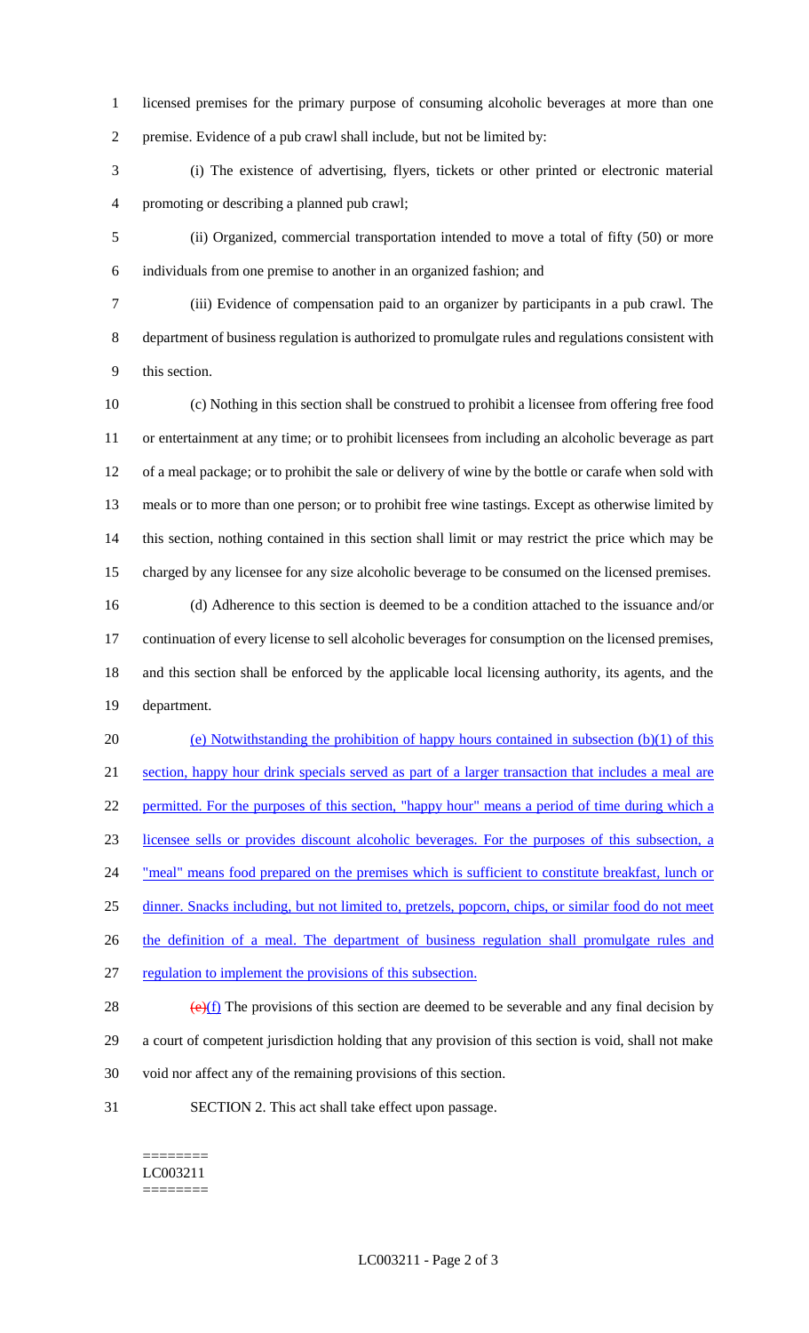licensed premises for the primary purpose of consuming alcoholic beverages at more than one premise. Evidence of a pub crawl shall include, but not be limited by:

(i) The existence of advertising, flyers, tickets or other printed or electronic material promoting or describing a planned pub crawl;

(ii) Organized, commercial transportation intended to move a total of fifty (50) or more individuals from one premise to another in an organized fashion; and

(iii) Evidence of compensation paid to an organizer by participants in a pub crawl. The department of business regulation is authorized to promulgate rules and regulations consistent with this section.

(c) Nothing in this section shall be construed to prohibit a licensee from offering free food or entertainment at any time; or to prohibit licensees from including an alcoholic beverage as part of a meal package; or to prohibit the sale or delivery of wine by the bottle or carafe when sold with meals or to more than one person; or to prohibit free wine tastings. Except as otherwise limited by this section, nothing contained in this section shall limit or may restrict the price which may be charged by any licensee for any size alcoholic beverage to be consumed on the licensed premises.

(d) Adherence to this section is deemed to be a condition attached to the issuance and/or continuation of every license to sell alcoholic beverages for consumption on the licensed premises, and this section shall be enforced by the applicable local licensing authority, its agents, and the department.

(e) Notwithstanding the prohibition of happy hours contained in subsection (b)(1) of this section, happy hour drink specials served as part of a larger transaction that includes a meal are permitted. For the purposes of this section, "happy hour" means a period of time during which a licensee sells or provides discount alcoholic beverages. For the purposes of this subsection, a "meal" means food prepared on the premises which is sufficient to constitute breakfast, lunch or dinner. Snacks including, but not limited to, pretzels, popcorn, chips, or similar food do not meet the definition of a meal. The department of business regulation shall promulgate rules and regulation to implement the provisions of this subsection.

~~(e)~~(f) The provisions of this section are deemed to be severable and any final decision by a court of competent jurisdiction holding that any provision of this section is void, shall not make void nor affect any of the remaining provisions of this section.

SECTION 2. This act shall take effect upon passage.

========
LC003211
========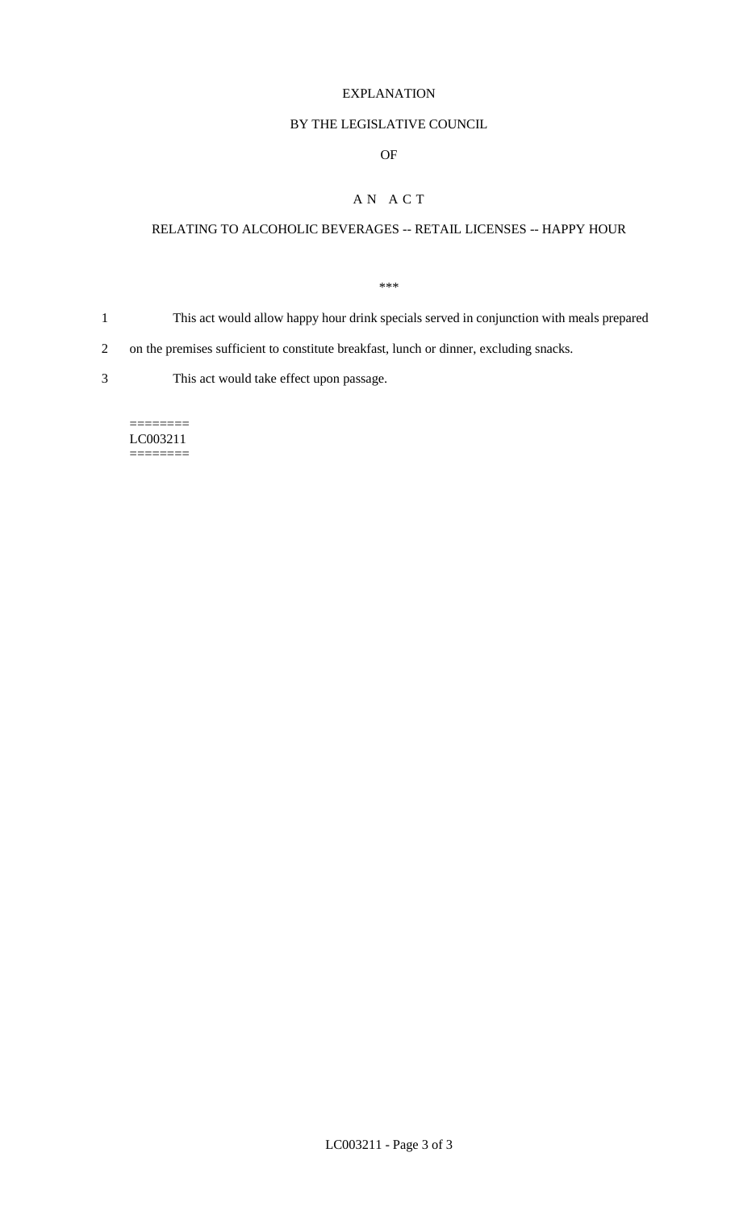EXPLANATION

BY THE LEGISLATIVE COUNCIL

OF

A N A C T

RELATING TO ALCOHOLIC BEVERAGES -- RETAIL LICENSES -- HAPPY HOUR

\*\*\*

1 This act would allow happy hour drink specials served in conjunction with meals prepared
2 on the premises sufficient to constitute breakfast, lunch or dinner, excluding snacks.
3 This act would take effect upon passage.

========
LC003211
========